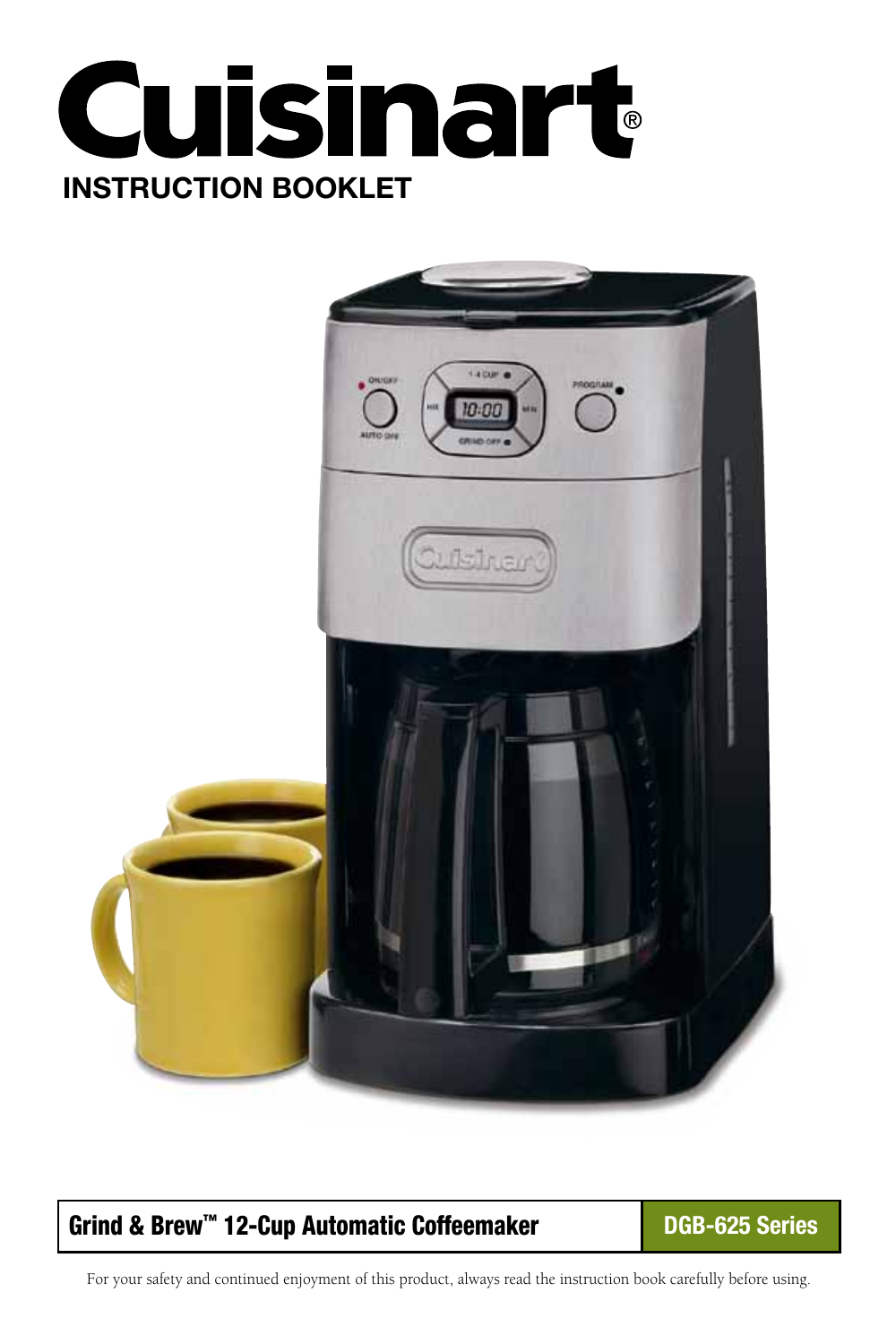# Cuisinart®

## INSTRUCTION BOOKLET

**Grind & Brew™ 12-Cup Automatic Coffeemaker** | **DGB-625 Series**

For your safety and continued enjoyment of this product, always read the instruction book carefully before using.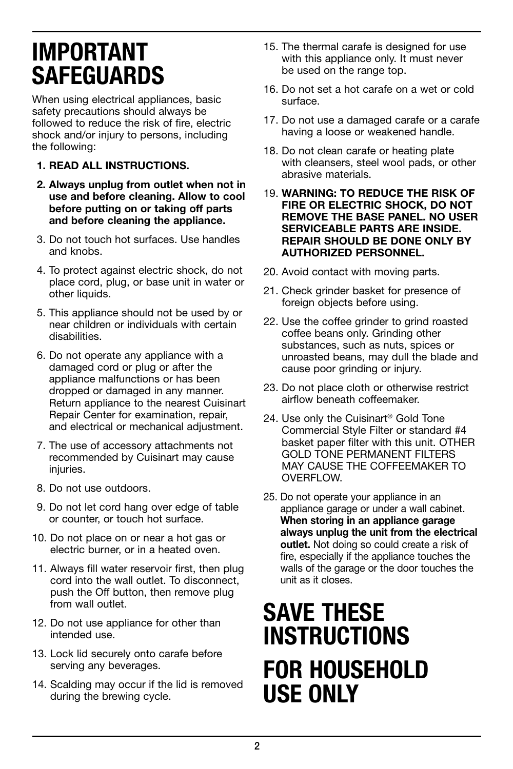# IMPORTANT SAFEGUARDS

When using electrical appliances, basic safety precautions should always be followed to reduce the risk of fire, electric shock and/or injury to persons, including the following:

1. **READ ALL INSTRUCTIONS.**
2. **Always unplug from outlet when not in use and before cleaning. Allow to cool before putting on or taking off parts and before cleaning the appliance.**
3. Do not touch hot surfaces. Use handles and knobs.
4. To protect against electric shock, do not place cord, plug, or base unit in water or other liquids.
5. This appliance should not be used by or near children or individuals with certain disabilities.
6. Do not operate any appliance with a damaged cord or plug or after the appliance malfunctions or has been dropped or damaged in any manner. Return appliance to the nearest Cuisinart Repair Center for examination, repair, and electrical or mechanical adjustment.
7. The use of accessory attachments not recommended by Cuisinart may cause injuries.
8. Do not use outdoors.
9. Do not let cord hang over edge of table or counter, or touch hot surface.
10. Do not place on or near a hot gas or electric burner, or in a heated oven.
11. Always fill water reservoir first, then plug cord into the wall outlet. To disconnect, push the Off button, then remove plug from wall outlet.
12. Do not use appliance for other than intended use.
13. Lock lid securely onto carafe before serving any beverages.
14. Scalding may occur if the lid is removed during the brewing cycle.
15. The thermal carafe is designed for use with this appliance only. It must never be used on the range top.
16. Do not set a hot carafe on a wet or cold surface.
17. Do not use a damaged carafe or a carafe having a loose or weakened handle.
18. Do not clean carafe or heating plate with cleansers, steel wool pads, or other abrasive materials.
19. **WARNING: TO REDUCE THE RISK OF FIRE OR ELECTRIC SHOCK, DO NOT REMOVE THE BASE PANEL. NO USER SERVICEABLE PARTS ARE INSIDE. REPAIR SHOULD BE DONE ONLY BY AUTHORIZED PERSONNEL.**
20. Avoid contact with moving parts.
21. Check grinder basket for presence of foreign objects before using.
22. Use the coffee grinder to grind roasted coffee beans only. Grinding other substances, such as nuts, spices or unroasted beans, may dull the blade and cause poor grinding or injury.
23. Do not place cloth or otherwise restrict airflow beneath coffeemaker.
24. Use only the Cuisinart® Gold Tone Commercial Style Filter or standard #4 basket paper filter with this unit. OTHER GOLD TONE PERMANENT FILTERS MAY CAUSE THE COFFEEMAKER TO OVERFLOW.
25. Do not operate your appliance in an appliance garage or under a wall cabinet. **When storing in an appliance garage always unplug the unit from the electrical outlet.** Not doing so could create a risk of fire, especially if the appliance touches the walls of the garage or the door touches the unit as it closes.

# SAVE THESE INSTRUCTIONS

# FOR HOUSEHOLD USE ONLY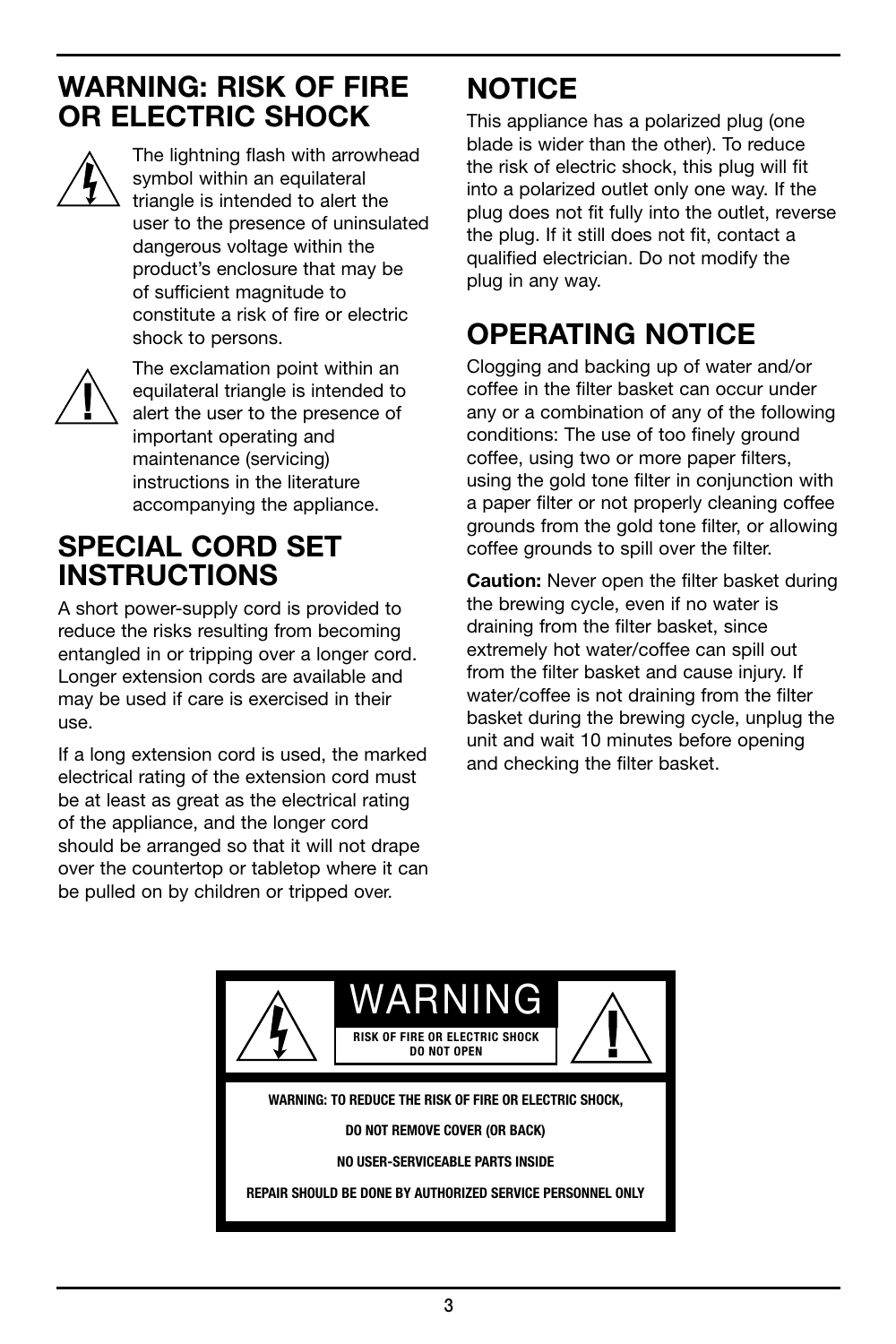## WARNING: RISK OF FIRE OR ELECTRIC SHOCK

The lightning flash with arrowhead symbol within an equilateral triangle is intended to alert the user to the presence of uninsulated dangerous voltage within the product's enclosure that may be of sufficient magnitude to constitute a risk of fire or electric shock to persons.

The exclamation point within an equilateral triangle is intended to alert the user to the presence of important operating and maintenance (servicing) instructions in the literature accompanying the appliance.

## SPECIAL CORD SET INSTRUCTIONS

A short power-supply cord is provided to reduce the risks resulting from becoming entangled in or tripping over a longer cord. Longer extension cords are available and may be used if care is exercised in their use.

If a long extension cord is used, the marked electrical rating of the extension cord must be at least as great as the electrical rating of the appliance, and the longer cord should be arranged so that it will not drape over the countertop or tabletop where it can be pulled on by children or tripped over.

## NOTICE

This appliance has a polarized plug (one blade is wider than the other). To reduce the risk of electric shock, this plug will fit into a polarized outlet only one way. If the plug does not fit fully into the outlet, reverse the plug. If it still does not fit, contact a qualified electrician. Do not modify the plug in any way.

## OPERATING NOTICE

Clogging and backing up of water and/or coffee in the filter basket can occur under any or a combination of any of the following conditions: The use of too finely ground coffee, using two or more paper filters, using the gold tone filter in conjunction with a paper filter or not properly cleaning coffee grounds from the gold tone filter, or allowing coffee grounds to spill over the filter.

**Caution:** Never open the filter basket during the brewing cycle, even if no water is draining from the filter basket, since extremely hot water/coffee can spill out from the filter basket and cause injury. If water/coffee is not draining from the filter basket during the brewing cycle, unplug the unit and wait 10 minutes before opening and checking the filter basket.

**WARNING**

**RISK OF FIRE OR ELECTRIC SHOCK**
**DO NOT OPEN**

**WARNING: TO REDUCE THE RISK OF FIRE OR ELECTRIC SHOCK,**

**DO NOT REMOVE COVER (OR BACK)**

**NO USER-SERVICEABLE PARTS INSIDE**

**REPAIR SHOULD BE DONE BY AUTHORIZED SERVICE PERSONNEL ONLY**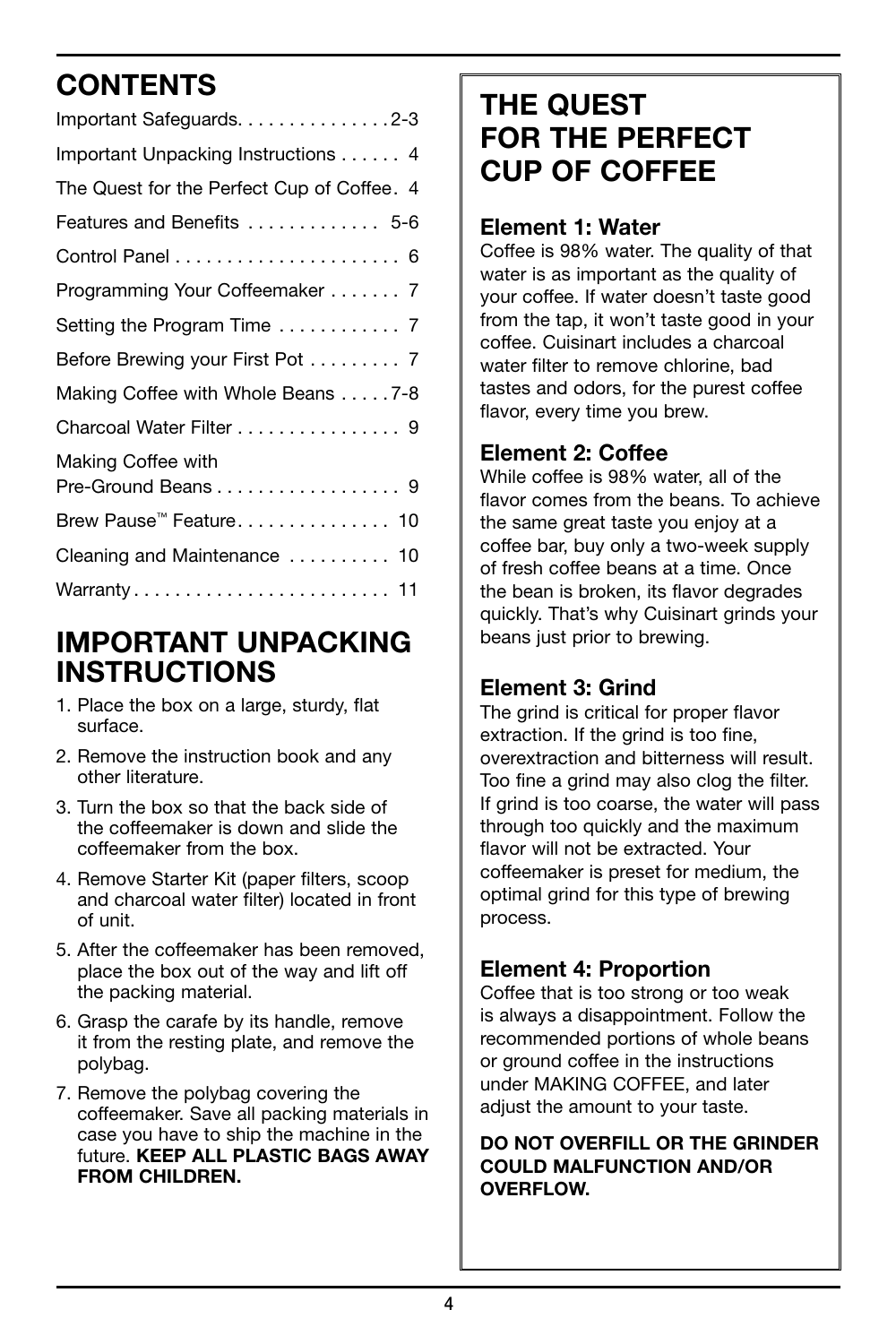# CONTENTS

| | |
|---|---|
| Important Safeguards | 2-3 |
| Important Unpacking Instructions | 4 |
| The Quest for the Perfect Cup of Coffee | 4 |
| Features and Benefits | 5-6 |
| Control Panel | 6 |
| Programming Your Coffeemaker | 7 |
| Setting the Program Time | 7 |
| Before Brewing your First Pot | 7 |
| Making Coffee with Whole Beans | 7-8 |
| Charcoal Water Filter | 9 |
| Making Coffee with Pre-Ground Beans | 9 |
| Brew Pause™ Feature | 10 |
| Cleaning and Maintenance | 10 |
| Warranty | 11 |

# IMPORTANT UNPACKING INSTRUCTIONS

1. Place the box on a large, sturdy, flat surface.
2. Remove the instruction book and any other literature.
3. Turn the box so that the back side of the coffeemaker is down and slide the coffeemaker from the box.
4. Remove Starter Kit (paper filters, scoop and charcoal water filter) located in front of unit.
5. After the coffeemaker has been removed, place the box out of the way and lift off the packing material.
6. Grasp the carafe by its handle, remove it from the resting plate, and remove the polybag.
7. Remove the polybag covering the coffeemaker. Save all packing materials in case you have to ship the machine in the future. **KEEP ALL PLASTIC BAGS AWAY FROM CHILDREN.**

# THE QUEST FOR THE PERFECT CUP OF COFFEE

### Element 1: Water

Coffee is 98% water. The quality of that water is as important as the quality of your coffee. If water doesn't taste good from the tap, it won't taste good in your coffee. Cuisinart includes a charcoal water filter to remove chlorine, bad tastes and odors, for the purest coffee flavor, every time you brew.

### Element 2: Coffee

While coffee is 98% water, all of the flavor comes from the beans. To achieve the same great taste you enjoy at a coffee bar, buy only a two-week supply of fresh coffee beans at a time. Once the bean is broken, its flavor degrades quickly. That's why Cuisinart grinds your beans just prior to brewing.

### Element 3: Grind

The grind is critical for proper flavor extraction. If the grind is too fine, overextraction and bitterness will result. Too fine a grind may also clog the filter. If grind is too coarse, the water will pass through too quickly and the maximum flavor will not be extracted. Your coffeemaker is preset for medium, the optimal grind for this type of brewing process.

### Element 4: Proportion

Coffee that is too strong or too weak is always a disappointment. Follow the recommended portions of whole beans or ground coffee in the instructions under MAKING COFFEE, and later adjust the amount to your taste.

**DO NOT OVERFILL OR THE GRINDER COULD MALFUNCTION AND/OR OVERFLOW.**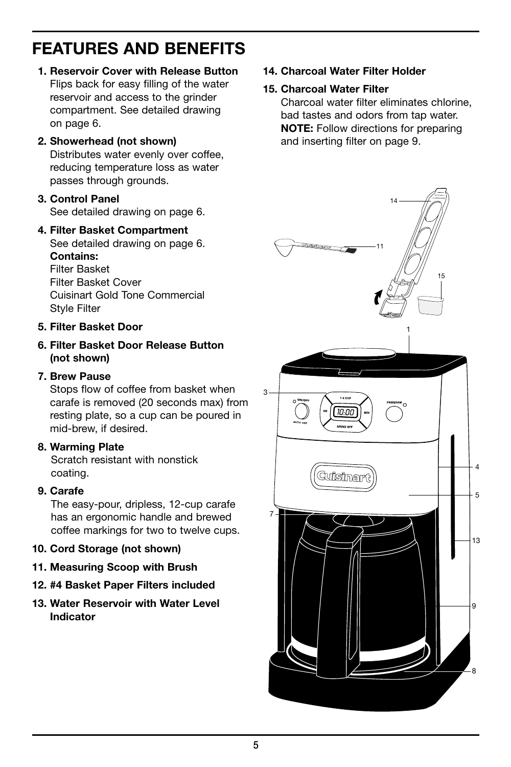# FEATURES AND BENEFITS

1. **Reservoir Cover with Release Button**
   Flips back for easy filling of the water reservoir and access to the grinder compartment. See detailed drawing on page 6.
2. **Showerhead (not shown)**
   Distributes water evenly over coffee, reducing temperature loss as water passes through grounds.
3. **Control Panel**
   See detailed drawing on page 6.
4. **Filter Basket Compartment**
   See detailed drawing on page 6.
   **Contains:**
   Filter Basket
   Filter Basket Cover
   Cuisinart Gold Tone Commercial Style Filter
5. **Filter Basket Door**
6. **Filter Basket Door Release Button (not shown)**
7. **Brew Pause**
   Stops flow of coffee from basket when carafe is removed (20 seconds max) from resting plate, so a cup can be poured in mid-brew, if desired.
8. **Warming Plate**
   Scratch resistant with nonstick coating.
9. **Carafe**
   The easy-pour, dripless, 12-cup carafe has an ergonomic handle and brewed coffee markings for two to twelve cups.
10. **Cord Storage (not shown)**
11. **Measuring Scoop with Brush**
12. **#4 Basket Paper Filters included**
13. **Water Reservoir with Water Level Indicator**
14. **Charcoal Water Filter Holder**
15. **Charcoal Water Filter**
    Charcoal water filter eliminates chlorine, bad tastes and odors from tap water. **NOTE:** Follow directions for preparing and inserting filter on page 9.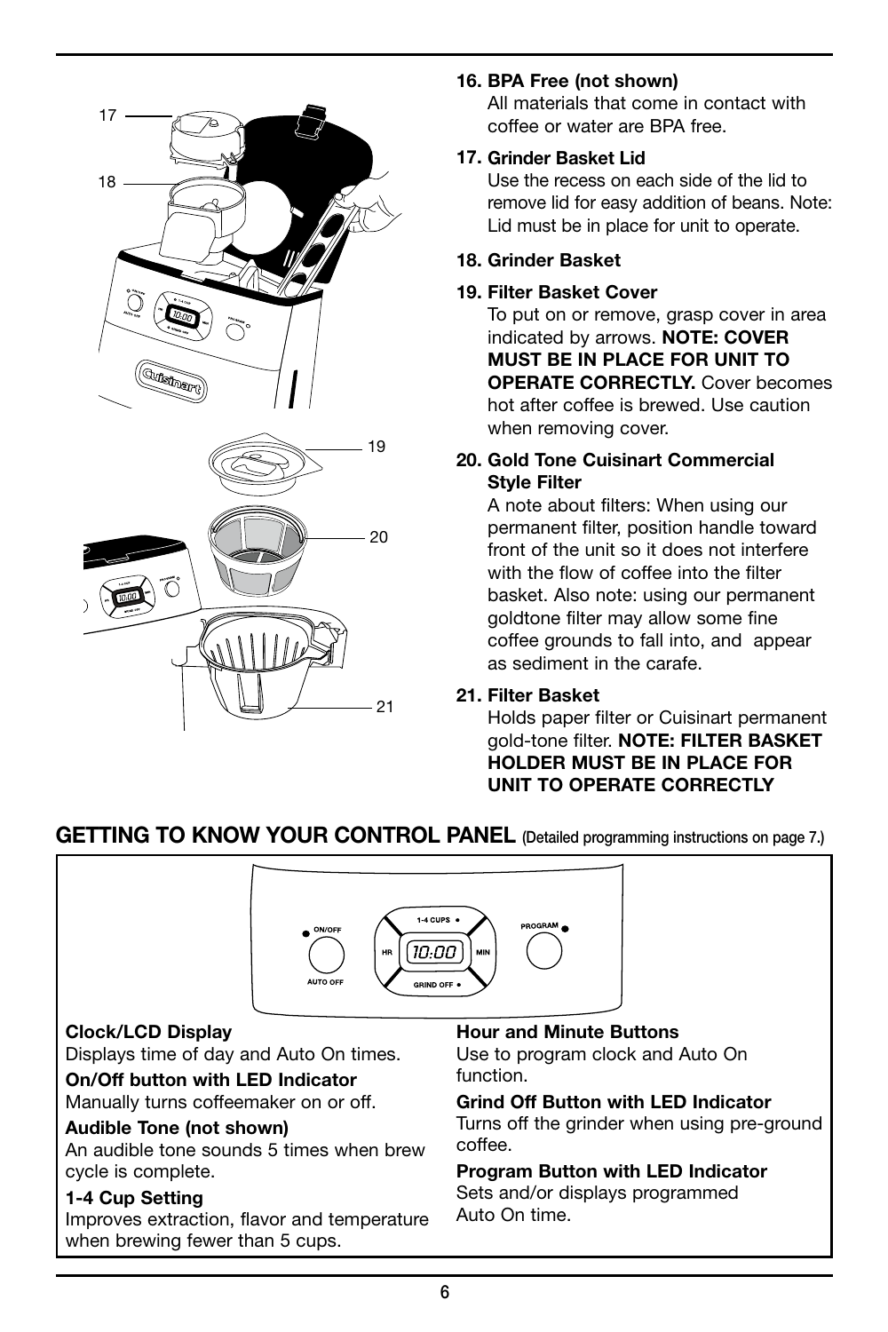16. **BPA Free (not shown)**
    All materials that come in contact with coffee or water are BPA free.

17. **Grinder Basket Lid**
    Use the recess on each side of the lid to remove lid for easy addition of beans. Note: Lid must be in place for unit to operate.

18. **Grinder Basket**

19. **Filter Basket Cover**
    To put on or remove, grasp cover in area indicated by arrows. **NOTE: COVER MUST BE IN PLACE FOR UNIT TO OPERATE CORRECTLY.** Cover becomes hot after coffee is brewed. Use caution when removing cover.

20. **Gold Tone Cuisinart Commercial Style Filter**
    A note about filters: When using our permanent filter, position handle toward front of the unit so it does not interfere with the flow of coffee into the filter basket. Also note: using our permanent goldtone filter may allow some fine coffee grounds to fall into, and appear as sediment in the carafe.

21. **Filter Basket**
    Holds paper filter or Cuisinart permanent gold-tone filter. **NOTE: FILTER BASKET HOLDER MUST BE IN PLACE FOR UNIT TO OPERATE CORRECTLY**

## GETTING TO KNOW YOUR CONTROL PANEL (Detailed programming instructions on page 7.)

**Clock/LCD Display**
Displays time of day and Auto On times.

**On/Off button with LED Indicator**
Manually turns coffeemaker on or off.

**Audible Tone (not shown)**
An audible tone sounds 5 times when brew cycle is complete.

**1-4 Cup Setting**
Improves extraction, flavor and temperature when brewing fewer than 5 cups.

**Hour and Minute Buttons**
Use to program clock and Auto On function.

**Grind Off Button with LED Indicator**
Turns off the grinder when using pre-ground coffee.

**Program Button with LED Indicator**
Sets and/or displays programmed Auto On time.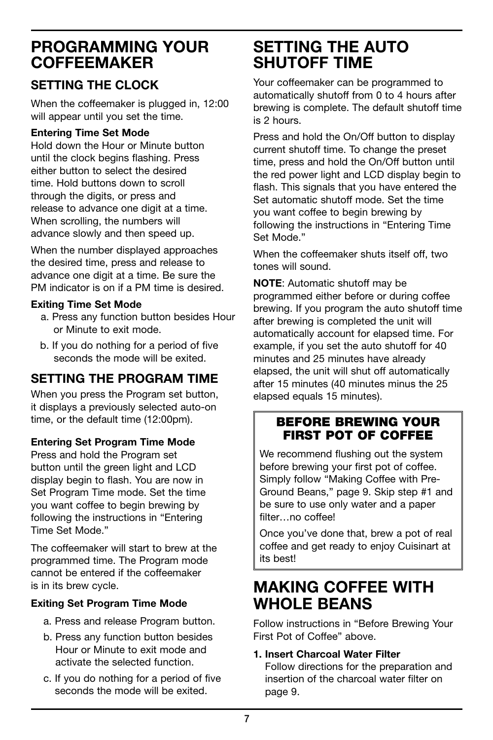# PROGRAMMING YOUR COFFEEMAKER

## SETTING THE CLOCK

When the coffeemaker is plugged in, 12:00 will appear until you set the time.

**Entering Time Set Mode**
Hold down the Hour or Minute button until the clock begins flashing. Press either button to select the desired time. Hold buttons down to scroll through the digits, or press and release to advance one digit at a time. When scrolling, the numbers will advance slowly and then speed up.

When the number displayed approaches the desired time, press and release to advance one digit at a time. Be sure the PM indicator is on if a PM time is desired.

**Exiting Time Set Mode**

a. Press any function button besides Hour or Minute to exit mode.

b. If you do nothing for a period of five seconds the mode will be exited.

## SETTING THE PROGRAM TIME

When you press the Program set button, it displays a previously selected auto-on time, or the default time (12:00pm).

**Entering Set Program Time Mode**
Press and hold the Program set button until the green light and LCD display begin to flash. You are now in Set Program Time mode. Set the time you want coffee to begin brewing by following the instructions in "Entering Time Set Mode."

The coffeemaker will start to brew at the programmed time. The Program mode cannot be entered if the coffeemaker is in its brew cycle.

**Exiting Set Program Time Mode**

a. Press and release Program button.

b. Press any function button besides Hour or Minute to exit mode and activate the selected function.

c. If you do nothing for a period of five seconds the mode will be exited.

# SETTING THE AUTO SHUTOFF TIME

Your coffeemaker can be programmed to automatically shutoff from 0 to 4 hours after brewing is complete. The default shutoff time is 2 hours.

Press and hold the On/Off button to display current shutoff time. To change the preset time, press and hold the On/Off button until the red power light and LCD display begin to flash. This signals that you have entered the Set automatic shutoff mode. Set the time you want coffee to begin brewing by following the instructions in "Entering Time Set Mode."

When the coffeemaker shuts itself off, two tones will sound.

**NOTE**: Automatic shutoff may be programmed either before or during coffee brewing. If you program the auto shutoff time after brewing is completed the unit will automatically account for elapsed time. For example, if you set the auto shutoff for 40 minutes and 25 minutes have already elapsed, the unit will shut off automatically after 15 minutes (40 minutes minus the 25 elapsed equals 15 minutes).

### BEFORE BREWING YOUR FIRST POT OF COFFEE

We recommend flushing out the system before brewing your first pot of coffee. Simply follow "Making Coffee with Pre-Ground Beans," page 9. Skip step #1 and be sure to use only water and a paper filter…no coffee!

Once you've done that, brew a pot of real coffee and get ready to enjoy Cuisinart at its best!

# MAKING COFFEE WITH WHOLE BEANS

Follow instructions in "Before Brewing Your First Pot of Coffee" above.

1. **Insert Charcoal Water Filter**
   Follow directions for the preparation and insertion of the charcoal water filter on page 9.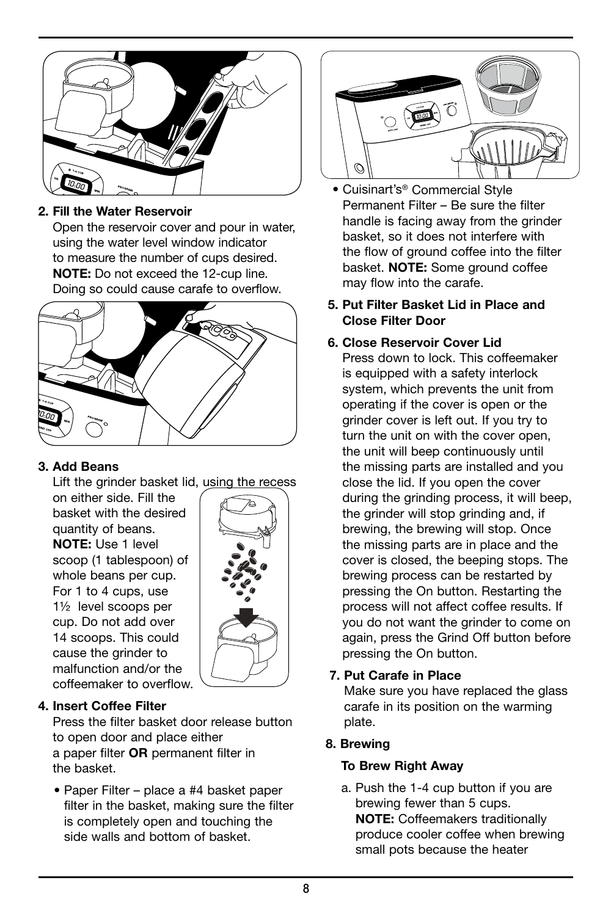**2. Fill the Water Reservoir**
Open the reservoir cover and pour in water, using the water level window indicator to measure the number of cups desired. **NOTE:** Do not exceed the 12-cup line. Doing so could cause carafe to overflow.

**3. Add Beans**
Lift the grinder basket lid, using the recess on either side. Fill the basket with the desired quantity of beans. **NOTE:** Use 1 level scoop (1 tablespoon) of whole beans per cup. For 1 to 4 cups, use 1½ level scoops per cup. Do not add over 14 scoops. This could cause the grinder to malfunction and/or the coffeemaker to overflow.

**4. Insert Coffee Filter**
Press the filter basket door release button to open door and place either a paper filter **OR** permanent filter in the basket.

- Paper Filter – place a #4 basket paper filter in the basket, making sure the filter is completely open and touching the side walls and bottom of basket.
- Cuisinart's® Commercial Style Permanent Filter – Be sure the filter handle is facing away from the grinder basket, so it does not interfere with the flow of ground coffee into the filter basket. **NOTE:** Some ground coffee may flow into the carafe.

**5. Put Filter Basket Lid in Place and Close Filter Door**

**6. Close Reservoir Cover Lid**
Press down to lock. This coffeemaker is equipped with a safety interlock system, which prevents the unit from operating if the cover is open or the grinder cover is left out. If you try to turn the unit on with the cover open, the unit will beep continuously until the missing parts are installed and you close the lid. If you open the cover during the grinding process, it will beep, the grinder will stop grinding and, if brewing, the brewing will stop. Once the missing parts are in place and the cover is closed, the beeping stops. The brewing process can be restarted by pressing the On button. Restarting the process will not affect coffee results. If you do not want the grinder to come on again, press the Grind Off button before pressing the On button.

**7. Put Carafe in Place**
Make sure you have replaced the glass carafe in its position on the warming plate.

**8. Brewing**

**To Brew Right Away**

a. Push the 1-4 cup button if you are brewing fewer than 5 cups. **NOTE:** Coffeemakers traditionally produce cooler coffee when brewing small pots because the heater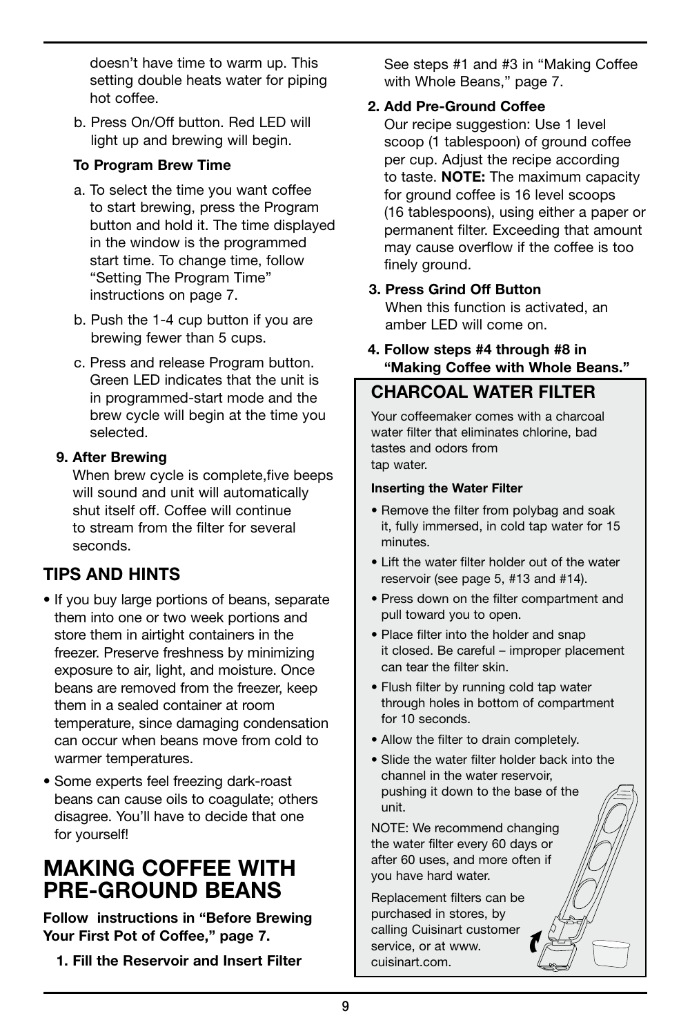doesn't have time to warm up. This setting double heats water for piping hot coffee.

b. Press On/Off button. Red LED will light up and brewing will begin.

**To Program Brew Time**

a. To select the time you want coffee to start brewing, press the Program button and hold it. The time displayed in the window is the programmed start time. To change time, follow "Setting The Program Time" instructions on page 7.

b. Push the 1-4 cup button if you are brewing fewer than 5 cups.

c. Press and release Program button. Green LED indicates that the unit is in programmed-start mode and the brew cycle will begin at the time you selected.

**9. After Brewing**

When brew cycle is complete,five beeps will sound and unit will automatically shut itself off. Coffee will continue to stream from the filter for several seconds.

## TIPS AND HINTS

- If you buy large portions of beans, separate them into one or two week portions and store them in airtight containers in the freezer. Preserve freshness by minimizing exposure to air, light, and moisture. Once beans are removed from the freezer, keep them in a sealed container at room temperature, since damaging condensation can occur when beans move from cold to warmer temperatures.
- Some experts feel freezing dark-roast beans can cause oils to coagulate; others disagree. You'll have to decide that one for yourself!

# MAKING COFFEE WITH PRE-GROUND BEANS

**Follow instructions in "Before Brewing Your First Pot of Coffee," page 7.**

**1. Fill the Reservoir and Insert Filter**

See steps #1 and #3 in "Making Coffee with Whole Beans," page 7.

**2. Add Pre-Ground Coffee**

Our recipe suggestion: Use 1 level scoop (1 tablespoon) of ground coffee per cup. Adjust the recipe according to taste. **NOTE:** The maximum capacity for ground coffee is 16 level scoops (16 tablespoons), using either a paper or permanent filter. Exceeding that amount may cause overflow if the coffee is too finely ground.

**3. Press Grind Off Button**

When this function is activated, an amber LED will come on.

**4. Follow steps #4 through #8 in "Making Coffee with Whole Beans."**

## CHARCOAL WATER FILTER

Your coffeemaker comes with a charcoal water filter that eliminates chlorine, bad tastes and odors from tap water.

**Inserting the Water Filter**

- Remove the filter from polybag and soak it, fully immersed, in cold tap water for 15 minutes.
- Lift the water filter holder out of the water reservoir (see page 5, #13 and #14).
- Press down on the filter compartment and pull toward you to open.
- Place filter into the holder and snap it closed. Be careful – improper placement can tear the filter skin.
- Flush filter by running cold tap water through holes in bottom of compartment for 10 seconds.
- Allow the filter to drain completely.
- Slide the water filter holder back into the channel in the water reservoir, pushing it down to the base of the unit.

NOTE: We recommend changing the water filter every 60 days or after 60 uses, and more often if you have hard water.

Replacement filters can be purchased in stores, by calling Cuisinart customer service, or at www.cuisinart.com.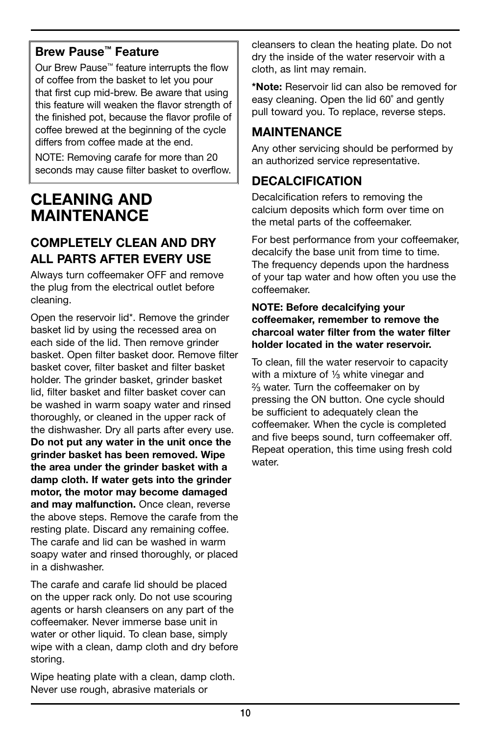### Brew Pause™ Feature

Our Brew Pause™ feature interrupts the flow of coffee from the basket to let you pour that first cup mid-brew. Be aware that using this feature will weaken the flavor strength of the finished pot, because the flavor profile of coffee brewed at the beginning of the cycle differs from coffee made at the end.

NOTE: Removing carafe for more than 20 seconds may cause filter basket to overflow.

# CLEANING AND MAINTENANCE

## COMPLETELY CLEAN AND DRY ALL PARTS AFTER EVERY USE

Always turn coffeemaker OFF and remove the plug from the electrical outlet before cleaning.

Open the reservoir lid*. Remove the grinder basket lid by using the recessed area on each side of the lid. Then remove grinder basket. Open filter basket door. Remove filter basket cover, filter basket and filter basket holder. The grinder basket, grinder basket lid, filter basket and filter basket cover can be washed in warm soapy water and rinsed thoroughly, or cleaned in the upper rack of the dishwasher. Dry all parts after every use. **Do not put any water in the unit once the grinder basket has been removed. Wipe the area under the grinder basket with a damp cloth. If water gets into the grinder motor, the motor may become damaged and may malfunction.** Once clean, reverse the above steps. Remove the carafe from the resting plate. Discard any remaining coffee. The carafe and lid can be washed in warm soapy water and rinsed thoroughly, or placed in a dishwasher.

The carafe and carafe lid should be placed on the upper rack only. Do not use scouring agents or harsh cleansers on any part of the coffeemaker. Never immerse base unit in water or other liquid. To clean base, simply wipe with a clean, damp cloth and dry before storing.

Wipe heating plate with a clean, damp cloth. Never use rough, abrasive materials or cleansers to clean the heating plate. Do not dry the inside of the water reservoir with a cloth, as lint may remain.

***Note:** Reservoir lid can also be removed for easy cleaning. Open the lid 60˚ and gently pull toward you. To replace, reverse steps.

## MAINTENANCE

Any other servicing should be performed by an authorized service representative.

## DECALCIFICATION

Decalcification refers to removing the calcium deposits which form over time on the metal parts of the coffeemaker.

For best performance from your coffeemaker, decalcify the base unit from time to time. The frequency depends upon the hardness of your tap water and how often you use the coffeemaker.

**NOTE: Before decalcifying your coffeemaker, remember to remove the charcoal water filter from the water filter holder located in the water reservoir.**

To clean, fill the water reservoir to capacity with a mixture of ⅓ white vinegar and ⅔ water. Turn the coffeemaker on by pressing the ON button. One cycle should be sufficient to adequately clean the coffeemaker. When the cycle is completed and five beeps sound, turn coffeemaker off. Repeat operation, this time using fresh cold water.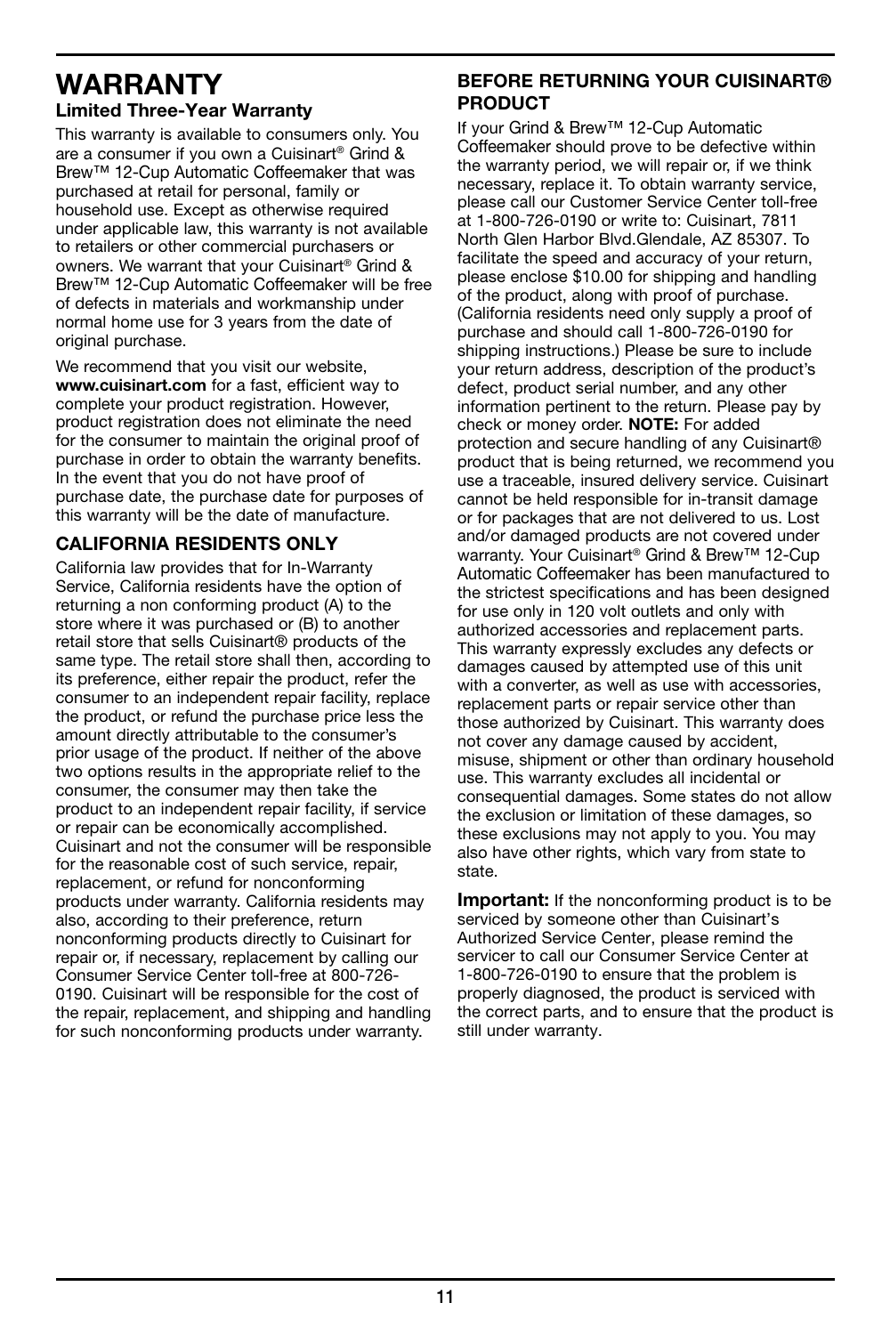# WARRANTY

### Limited Three-Year Warranty

This warranty is available to consumers only. You are a consumer if you own a Cuisinart® Grind & Brew™ 12-Cup Automatic Coffeemaker that was purchased at retail for personal, family or household use. Except as otherwise required under applicable law, this warranty is not available to retailers or other commercial purchasers or owners. We warrant that your Cuisinart® Grind & Brew™ 12-Cup Automatic Coffeemaker will be free of defects in materials and workmanship under normal home use for 3 years from the date of original purchase.

We recommend that you visit our website, **www.cuisinart.com** for a fast, efficient way to complete your product registration. However, product registration does not eliminate the need for the consumer to maintain the original proof of purchase in order to obtain the warranty benefits. In the event that you do not have proof of purchase date, the purchase date for purposes of this warranty will be the date of manufacture.

### CALIFORNIA RESIDENTS ONLY

California law provides that for In-Warranty Service, California residents have the option of returning a non conforming product (A) to the store where it was purchased or (B) to another retail store that sells Cuisinart® products of the same type. The retail store shall then, according to its preference, either repair the product, refer the consumer to an independent repair facility, replace the product, or refund the purchase price less the amount directly attributable to the consumer's prior usage of the product. If neither of the above two options results in the appropriate relief to the consumer, the consumer may then take the product to an independent repair facility, if service or repair can be economically accomplished. Cuisinart and not the consumer will be responsible for the reasonable cost of such service, repair, replacement, or refund for nonconforming products under warranty. California residents may also, according to their preference, return nonconforming products directly to Cuisinart for repair or, if necessary, replacement by calling our Consumer Service Center toll-free at 800-726-0190. Cuisinart will be responsible for the cost of the repair, replacement, and shipping and handling for such nonconforming products under warranty.

### BEFORE RETURNING YOUR CUISINART® PRODUCT

If your Grind & Brew™ 12-Cup Automatic Coffeemaker should prove to be defective within the warranty period, we will repair or, if we think necessary, replace it. To obtain warranty service, please call our Customer Service Center toll-free at 1-800-726-0190 or write to: Cuisinart, 7811 North Glen Harbor Blvd.Glendale, AZ 85307. To facilitate the speed and accuracy of your return, please enclose $10.00 for shipping and handling of the product, along with proof of purchase. (California residents need only supply a proof of purchase and should call 1-800-726-0190 for shipping instructions.) Please be sure to include your return address, description of the product's defect, product serial number, and any other information pertinent to the return. Please pay by check or money order. **NOTE:** For added protection and secure handling of any Cuisinart® product that is being returned, we recommend you use a traceable, insured delivery service. Cuisinart cannot be held responsible for in-transit damage or for packages that are not delivered to us. Lost and/or damaged products are not covered under warranty. Your Cuisinart® Grind & Brew™ 12-Cup Automatic Coffeemaker has been manufactured to the strictest specifications and has been designed for use only in 120 volt outlets and only with authorized accessories and replacement parts. This warranty expressly excludes any defects or damages caused by attempted use of this unit with a converter, as well as use with accessories, replacement parts or repair service other than those authorized by Cuisinart. This warranty does not cover any damage caused by accident, misuse, shipment or other than ordinary household use. This warranty excludes all incidental or consequential damages. Some states do not allow the exclusion or limitation of these damages, so these exclusions may not apply to you. You may also have other rights, which vary from state to state.

**Important:** If the nonconforming product is to be serviced by someone other than Cuisinart's Authorized Service Center, please remind the servicer to call our Consumer Service Center at 1-800-726-0190 to ensure that the problem is properly diagnosed, the product is serviced with the correct parts, and to ensure that the product is still under warranty.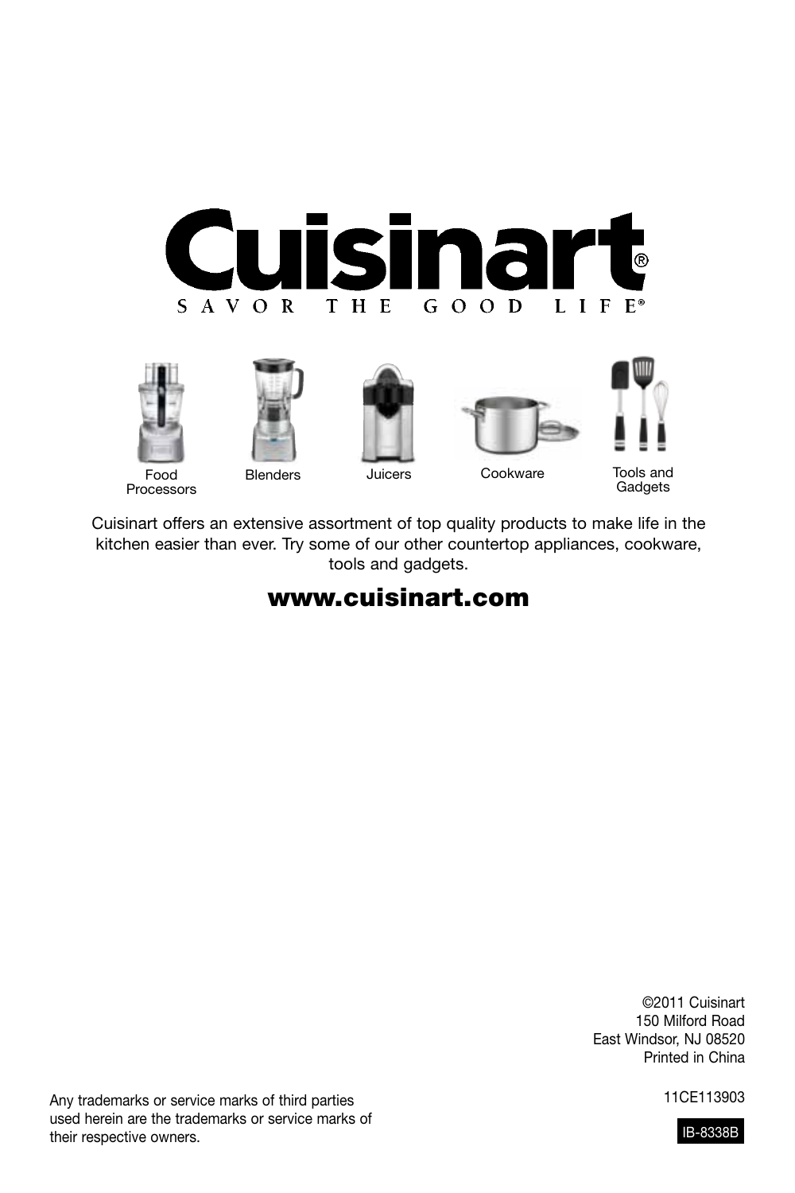# Cuisinart®

SAVOR THE GOOD LIFE®

Food Processors

Blenders

Juicers

Cookware

Tools and Gadgets

Cuisinart offers an extensive assortment of top quality products to make life in the kitchen easier than ever. Try some of our other countertop appliances, cookware, tools and gadgets.

**www.cuisinart.com**

©2011 Cuisinart
150 Milford Road
East Windsor, NJ 08520
Printed in China

11CE113903

IB-8338B

Any trademarks or service marks of third parties used herein are the trademarks or service marks of their respective owners.